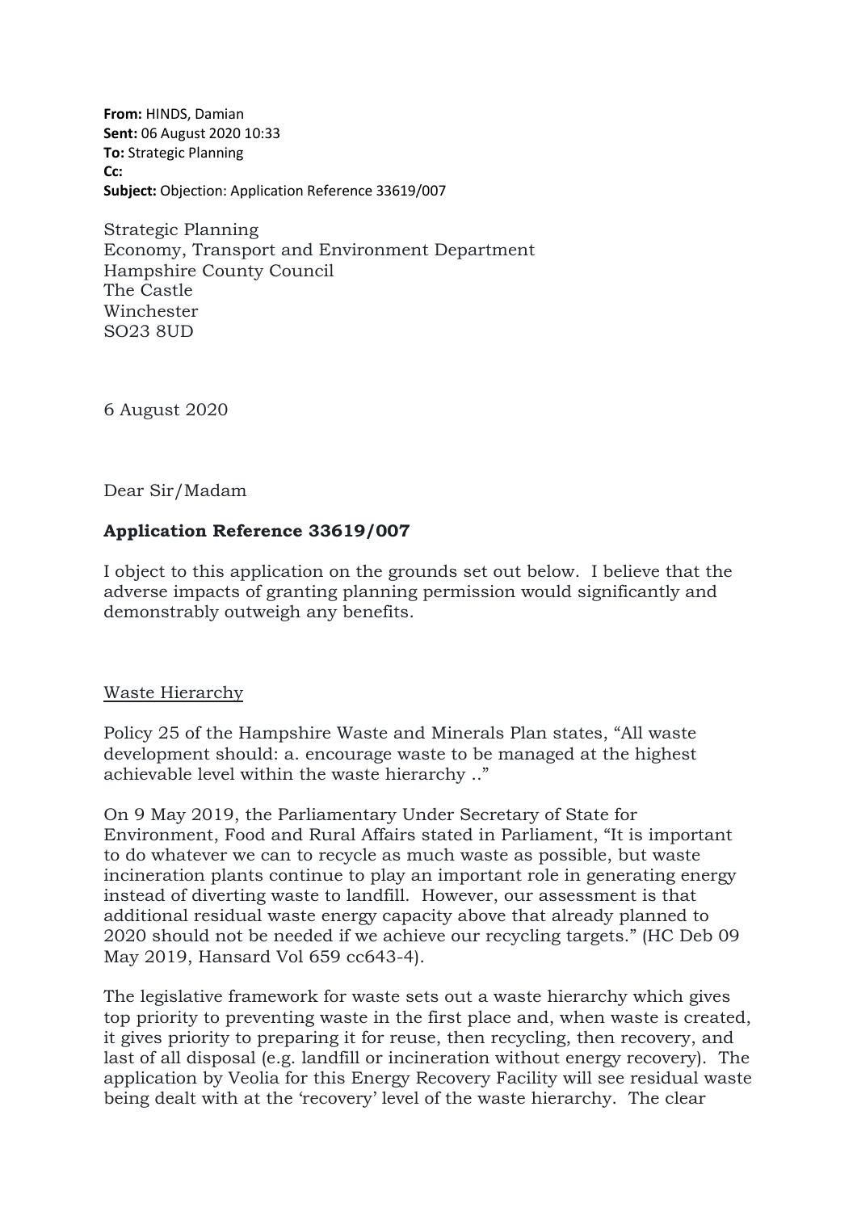**From:** HINDS, Damian
**Sent:** 06 August 2020 10:33
**To:** Strategic Planning
**Cc:**
**Subject:** Objection: Application Reference 33619/007

Strategic Planning
Economy, Transport and Environment Department
Hampshire County Council
The Castle
Winchester
SO23 8UD

6 August 2020

Dear Sir/Madam

**Application Reference 33619/007**

I object to this application on the grounds set out below. I believe that the adverse impacts of granting planning permission would significantly and demonstrably outweigh any benefits.

Waste Hierarchy

Policy 25 of the Hampshire Waste and Minerals Plan states, "All waste development should: a. encourage waste to be managed at the highest achievable level within the waste hierarchy .."

On 9 May 2019, the Parliamentary Under Secretary of State for Environment, Food and Rural Affairs stated in Parliament, "It is important to do whatever we can to recycle as much waste as possible, but waste incineration plants continue to play an important role in generating energy instead of diverting waste to landfill. However, our assessment is that additional residual waste energy capacity above that already planned to 2020 should not be needed if we achieve our recycling targets." (HC Deb 09 May 2019, Hansard Vol 659 cc643-4).

The legislative framework for waste sets out a waste hierarchy which gives top priority to preventing waste in the first place and, when waste is created, it gives priority to preparing it for reuse, then recycling, then recovery, and last of all disposal (e.g. landfill or incineration without energy recovery). The application by Veolia for this Energy Recovery Facility will see residual waste being dealt with at the 'recovery' level of the waste hierarchy. The clear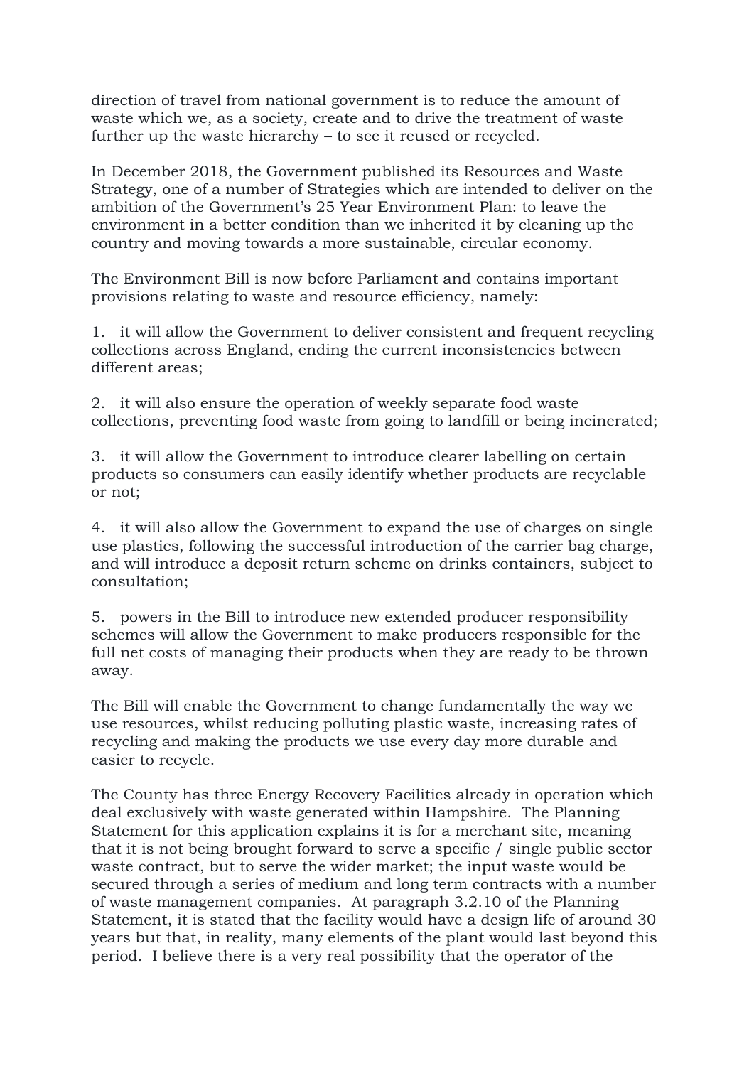direction of travel from national government is to reduce the amount of waste which we, as a society, create and to drive the treatment of waste further up the waste hierarchy – to see it reused or recycled.

In December 2018, the Government published its Resources and Waste Strategy, one of a number of Strategies which are intended to deliver on the ambition of the Government's 25 Year Environment Plan: to leave the environment in a better condition than we inherited it by cleaning up the country and moving towards a more sustainable, circular economy.

The Environment Bill is now before Parliament and contains important provisions relating to waste and resource efficiency, namely:

1. it will allow the Government to deliver consistent and frequent recycling collections across England, ending the current inconsistencies between different areas;

2. it will also ensure the operation of weekly separate food waste collections, preventing food waste from going to landfill or being incinerated;

3. it will allow the Government to introduce clearer labelling on certain products so consumers can easily identify whether products are recyclable or not;

4. it will also allow the Government to expand the use of charges on single use plastics, following the successful introduction of the carrier bag charge, and will introduce a deposit return scheme on drinks containers, subject to consultation;

5. powers in the Bill to introduce new extended producer responsibility schemes will allow the Government to make producers responsible for the full net costs of managing their products when they are ready to be thrown away.

The Bill will enable the Government to change fundamentally the way we use resources, whilst reducing polluting plastic waste, increasing rates of recycling and making the products we use every day more durable and easier to recycle.

The County has three Energy Recovery Facilities already in operation which deal exclusively with waste generated within Hampshire. The Planning Statement for this application explains it is for a merchant site, meaning that it is not being brought forward to serve a specific / single public sector waste contract, but to serve the wider market; the input waste would be secured through a series of medium and long term contracts with a number of waste management companies. At paragraph 3.2.10 of the Planning Statement, it is stated that the facility would have a design life of around 30 years but that, in reality, many elements of the plant would last beyond this period. I believe there is a very real possibility that the operator of the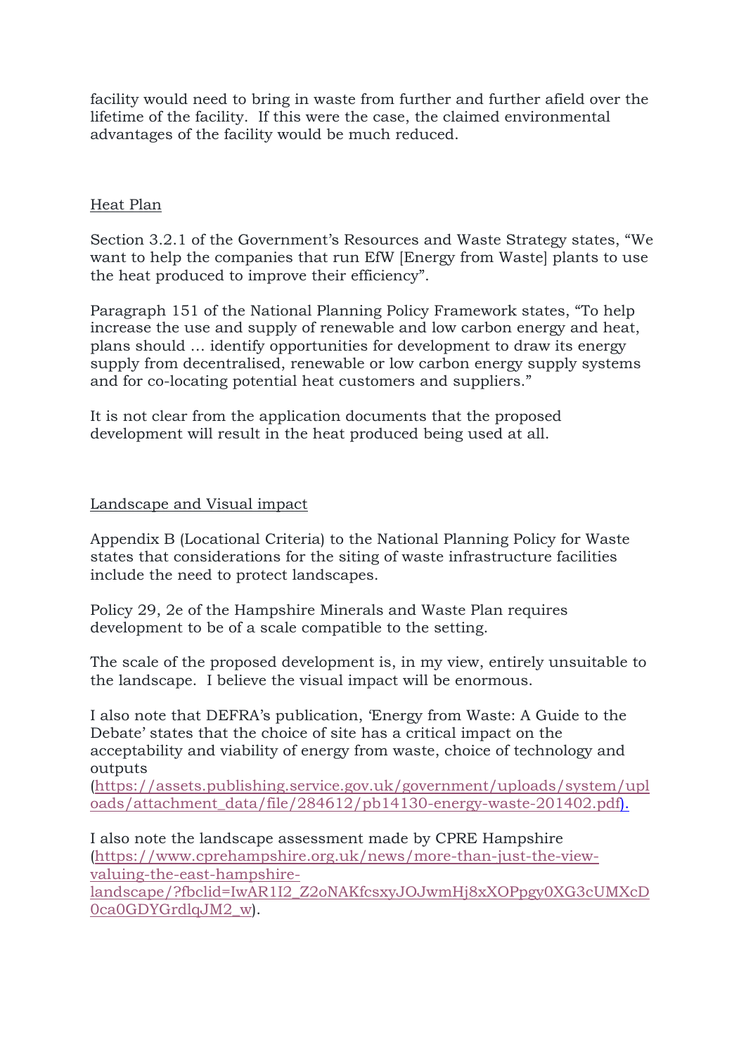facility would need to bring in waste from further and further afield over the lifetime of the facility. If this were the case, the claimed environmental advantages of the facility would be much reduced.

<u>Heat Plan</u>

Section 3.2.1 of the Government's Resources and Waste Strategy states, "We want to help the companies that run EfW [Energy from Waste] plants to use the heat produced to improve their efficiency".

Paragraph 151 of the National Planning Policy Framework states, "To help increase the use and supply of renewable and low carbon energy and heat, plans should … identify opportunities for development to draw its energy supply from decentralised, renewable or low carbon energy supply systems and for co-locating potential heat customers and suppliers."

It is not clear from the application documents that the proposed development will result in the heat produced being used at all.

<u>Landscape and Visual impact</u>

Appendix B (Locational Criteria) to the National Planning Policy for Waste states that considerations for the siting of waste infrastructure facilities include the need to protect landscapes.

Policy 29, 2e of the Hampshire Minerals and Waste Plan requires development to be of a scale compatible to the setting.

The scale of the proposed development is, in my view, entirely unsuitable to the landscape. I believe the visual impact will be enormous.

I also note that DEFRA's publication, 'Energy from Waste: A Guide to the Debate' states that the choice of site has a critical impact on the acceptability and viability of energy from waste, choice of technology and outputs (https://assets.publishing.service.gov.uk/government/uploads/system/uploads/attachment_data/file/284612/pb14130-energy-waste-201402.pdf).

I also note the landscape assessment made by CPRE Hampshire (https://www.cprehampshire.org.uk/news/more-than-just-the-view-valuing-the-east-hampshire-landscape/?fbclid=IwAR1I2_Z2oNAKfcsxyJOJwmHj8xXOPpgy0XG3cUMXcD0ca0GDYGrdlqJM2_w).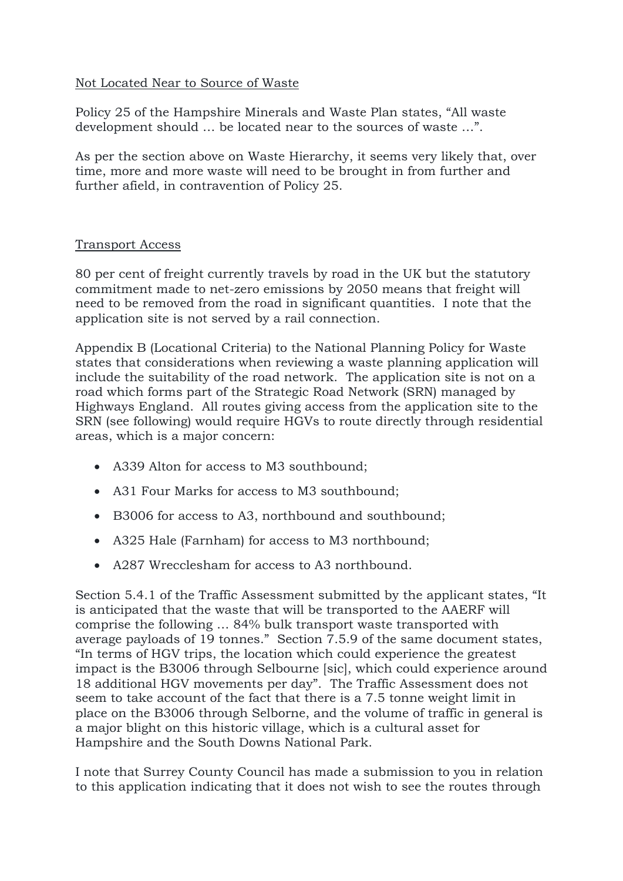<u>Not Located Near to Source of Waste</u>

Policy 25 of the Hampshire Minerals and Waste Plan states, "All waste development should … be located near to the sources of waste …".

As per the section above on Waste Hierarchy, it seems very likely that, over time, more and more waste will need to be brought in from further and further afield, in contravention of Policy 25.

<u>Transport Access</u>

80 per cent of freight currently travels by road in the UK but the statutory commitment made to net-zero emissions by 2050 means that freight will need to be removed from the road in significant quantities. I note that the application site is not served by a rail connection.

Appendix B (Locational Criteria) to the National Planning Policy for Waste states that considerations when reviewing a waste planning application will include the suitability of the road network. The application site is not on a road which forms part of the Strategic Road Network (SRN) managed by Highways England. All routes giving access from the application site to the SRN (see following) would require HGVs to route directly through residential areas, which is a major concern:

- A339 Alton for access to M3 southbound;
- A31 Four Marks for access to M3 southbound;
- B3006 for access to A3, northbound and southbound;
- A325 Hale (Farnham) for access to M3 northbound;
- A287 Wrecclesham for access to A3 northbound.

Section 5.4.1 of the Traffic Assessment submitted by the applicant states, "It is anticipated that the waste that will be transported to the AAERF will comprise the following … 84% bulk transport waste transported with average payloads of 19 tonnes." Section 7.5.9 of the same document states, "In terms of HGV trips, the location which could experience the greatest impact is the B3006 through Selbourne [sic], which could experience around 18 additional HGV movements per day". The Traffic Assessment does not seem to take account of the fact that there is a 7.5 tonne weight limit in place on the B3006 through Selborne, and the volume of traffic in general is a major blight on this historic village, which is a cultural asset for Hampshire and the South Downs National Park.

I note that Surrey County Council has made a submission to you in relation to this application indicating that it does not wish to see the routes through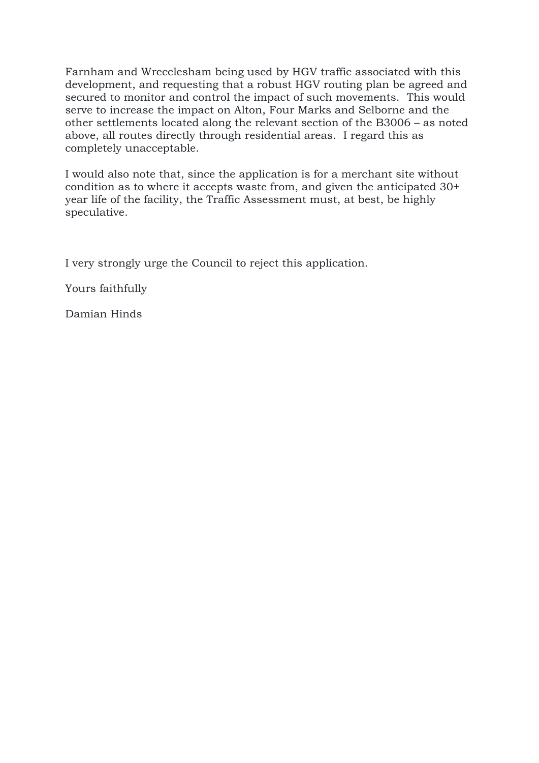Farnham and Wrecclesham being used by HGV traffic associated with this development, and requesting that a robust HGV routing plan be agreed and secured to monitor and control the impact of such movements. This would serve to increase the impact on Alton, Four Marks and Selborne and the other settlements located along the relevant section of the B3006 – as noted above, all routes directly through residential areas. I regard this as completely unacceptable.

I would also note that, since the application is for a merchant site without condition as to where it accepts waste from, and given the anticipated 30+ year life of the facility, the Traffic Assessment must, at best, be highly speculative.

I very strongly urge the Council to reject this application.

Yours faithfully

Damian Hinds